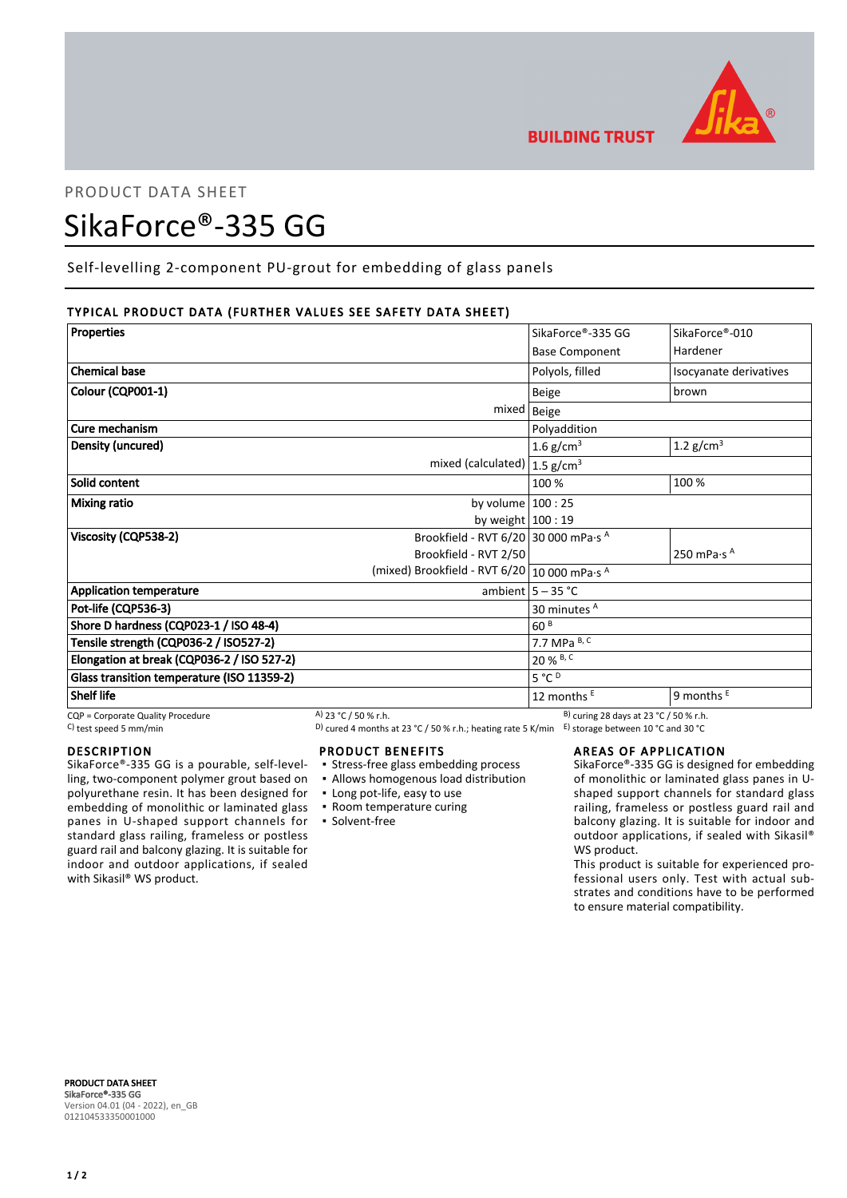PRODUCT DATA SHEET

# SikaForce®-335 GG

Self-levelling 2-component PU-grout for embedding of glass panels

## TYPICAL PRODUCT DATA (FURTHER VALUES SEE SAFETY DATA SHEET)

| Properties | | SikaForce®-335 GG Base Component | SikaForce®-010 Hardener |
|---|---|---|---|
| Chemical base | | Polyols, filled | Isocyanate derivatives |
| Colour (CQP001-1) | | Beige | brown |
| | mixed | Beige | |
| Cure mechanism | | Polyaddition | |
| Density (uncured) | | 1.6 g/cm$^3$ | 1.2 g/cm$^3$ |
| | mixed (calculated) | 1.5 g/cm$^3$ | |
| Solid content | | 100 % | 100 % |
| Mixing ratio | by volume | 100 : 25 | |
| | by weight | 100 : 19 | |
| Viscosity (CQP538-2) | Brookfield - RVT 6/20 | 30 000 mPa·s [A] | |
| | Brookfield - RVT 2/50 | | 250 mPa·s [A] |
| | (mixed) Brookfield - RVT 6/20 | 10 000 mPa·s [A] | |
| Application temperature | ambient | 5 – 35 °C | |
| Pot-life (CQP536-3) | | 30 minutes [A] | |
| Shore D hardness (CQP023-1 / ISO 48-4) | | 60 [B] | |
| Tensile strength (CQP036-2 / ISO527-2) | | 7.7 MPa [B, C] | |
| Elongation at break (CQP036-2 / ISO 527-2) | | 20 % [B, C] | |
| Glass transition temperature (ISO 11359-2) | | 5 °C [D] | |
| Shelf life | | 12 months [E] | 9 months [E] |

CQP = Corporate Quality Procedure
A) 23 °C / 50 % r.h.
B) curing 28 days at 23 °C / 50 % r.h.
C) test speed 5 mm/min
D) cured 4 months at 23 °C / 50 % r.h.; heating rate 5 K/min
E) storage between 10 °C and 30 °C

## DESCRIPTION

SikaForce®-335 GG is a pourable, self-levelling, two-component polymer grout based on polyurethane resin. It has been designed for embedding of monolithic or laminated glass panes in U-shaped support channels for standard glass railing, frameless or postless guard rail and balcony glazing. It is suitable for indoor and outdoor applications, if sealed with Sikasil® WS product.

## PRODUCT BENEFITS

- Stress-free glass embedding process
- Allows homogenous load distribution
- Long pot-life, easy to use
- Room temperature curing
- Solvent-free

## AREAS OF APPLICATION

SikaForce®-335 GG is designed for embedding of monolithic or laminated glass panes in U-shaped support channels for standard glass railing, frameless or postless guard rail and balcony glazing. It is suitable for indoor and outdoor applications, if sealed with Sikasil® WS product.

This product is suitable for experienced professional users only. Test with actual substrates and conditions have to be performed to ensure material compatibility.

**PRODUCT DATA SHEET**
**SikaForce®-335 GG**
Version 04.01 (04 - 2022), en_GB
012104533350001000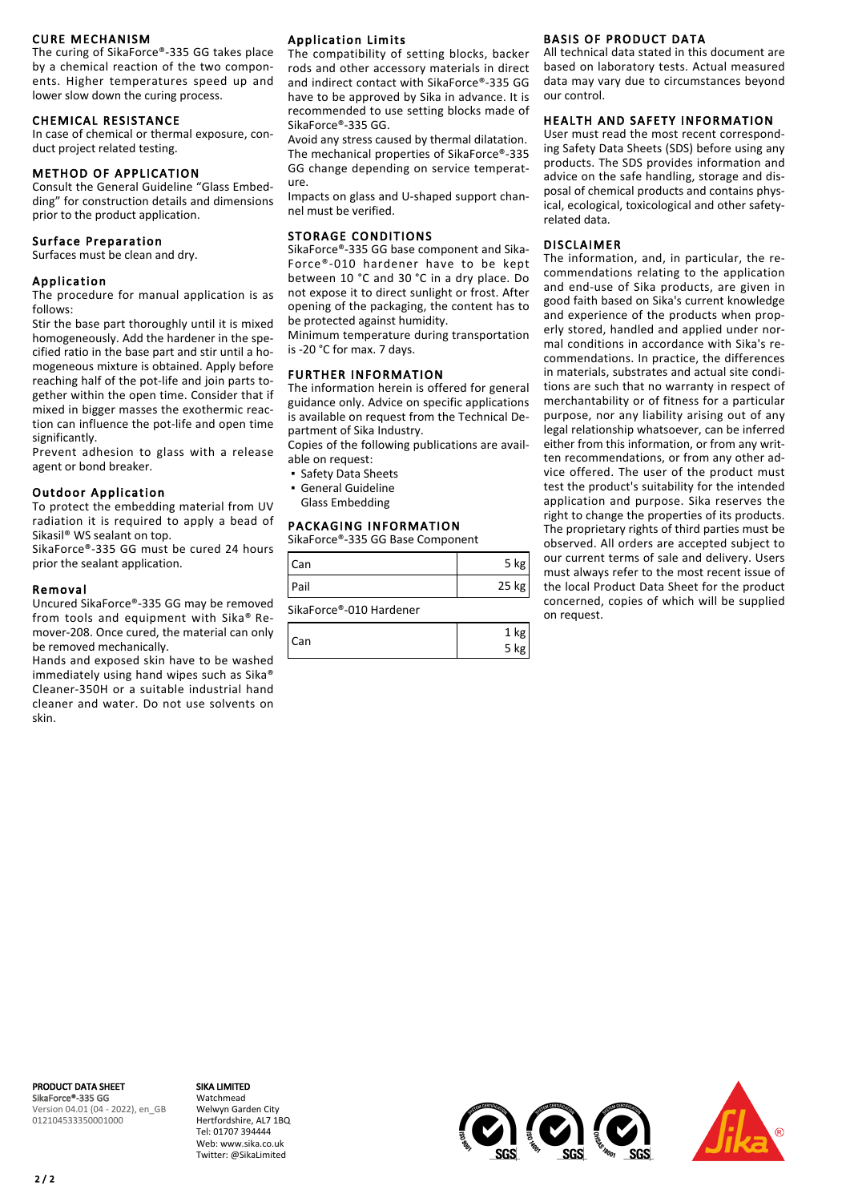## CURE MECHANISM

The curing of SikaForce®-335 GG takes place by a chemical reaction of the two components. Higher temperatures speed up and lower slow down the curing process.

## CHEMICAL RESISTANCE

In case of chemical or thermal exposure, conduct project related testing.

## METHOD OF APPLICATION

Consult the General Guideline "Glass Embedding" for construction details and dimensions prior to the product application.

### Surface Preparation

Surfaces must be clean and dry.

### Application

The procedure for manual application is as follows:

Stir the base part thoroughly until it is mixed homogeneously. Add the hardener in the specified ratio in the base part and stir until a homogeneous mixture is obtained. Apply before reaching half of the pot-life and join parts together within the open time. Consider that if mixed in bigger masses the exothermic reaction can influence the pot-life and open time significantly.

Prevent adhesion to glass with a release agent or bond breaker.

### Outdoor Application

To protect the embedding material from UV radiation it is required to apply a bead of Sikasil® WS sealant on top.

SikaForce®-335 GG must be cured 24 hours prior the sealant application.

### Removal

Uncured SikaForce®-335 GG may be removed from tools and equipment with Sika® Remover-208. Once cured, the material can only be removed mechanically.

Hands and exposed skin have to be washed immediately using hand wipes such as Sika® Cleaner-350H or a suitable industrial hand cleaner and water. Do not use solvents on skin.

### Application Limits

The compatibility of setting blocks, backer rods and other accessory materials in direct and indirect contact with SikaForce®-335 GG have to be approved by Sika in advance. It is recommended to use setting blocks made of SikaForce®-335 GG.

Avoid any stress caused by thermal dilatation. The mechanical properties of SikaForce®-335 GG change depending on service temperature.

Impacts on glass and U-shaped support channel must be verified.

## STORAGE CONDITIONS

SikaForce®-335 GG base component and SikaForce®-010 hardener have to be kept between 10 °C and 30 °C in a dry place. Do not expose it to direct sunlight or frost. After opening of the packaging, the content has to be protected against humidity.

Minimum temperature during transportation is -20 °C for max. 7 days.

## FURTHER INFORMATION

The information herein is offered for general guidance only. Advice on specific applications is available on request from the Technical Department of Sika Industry.

Copies of the following publications are available on request:

- Safety Data Sheets
- General Guideline Glass Embedding

## PACKAGING INFORMATION

SikaForce®-335 GG Base Component

| | |
|---|---|
| Can | 5 kg |
| Pail | 25 kg |

SikaForce®-010 Hardener

| | |
|---|---|
| Can | 1 kg<br>5 kg |

## BASIS OF PRODUCT DATA

All technical data stated in this document are based on laboratory tests. Actual measured data may vary due to circumstances beyond our control.

## HEALTH AND SAFETY INFORMATION

User must read the most recent corresponding Safety Data Sheets (SDS) before using any products. The SDS provides information and advice on the safe handling, storage and disposal of chemical products and contains physical, ecological, toxicological and other safety-related data.

## DISCLAIMER

The information, and, in particular, the recommendations relating to the application and end-use of Sika products, are given in good faith based on Sika's current knowledge and experience of the products when properly stored, handled and applied under normal conditions in accordance with Sika's recommendations. In practice, the differences in materials, substrates and actual site conditions are such that no warranty in respect of merchantability or of fitness for a particular purpose, nor any liability arising out of any legal relationship whatsoever, can be inferred either from this information, or from any written recommendations, or from any other advice offered. The user of the product must test the product's suitability for the intended application and purpose. Sika reserves the right to change the properties of its products. The proprietary rights of third parties must be observed. All orders are accepted subject to our current terms of sale and delivery. Users must always refer to the most recent issue of the local Product Data Sheet for the product concerned, copies of which will be supplied on request.

**PRODUCT DATA SHEET**
**SikaForce®-335 GG**
Version 04.01 (04 - 2022), en_GB
012104533350001000

**SIKA LIMITED**
Watchmead
Welwyn Garden City
Hertfordshire, AL7 1BQ
Tel: 01707 394444
Web: www.sika.co.uk
Twitter: @SikaLimited